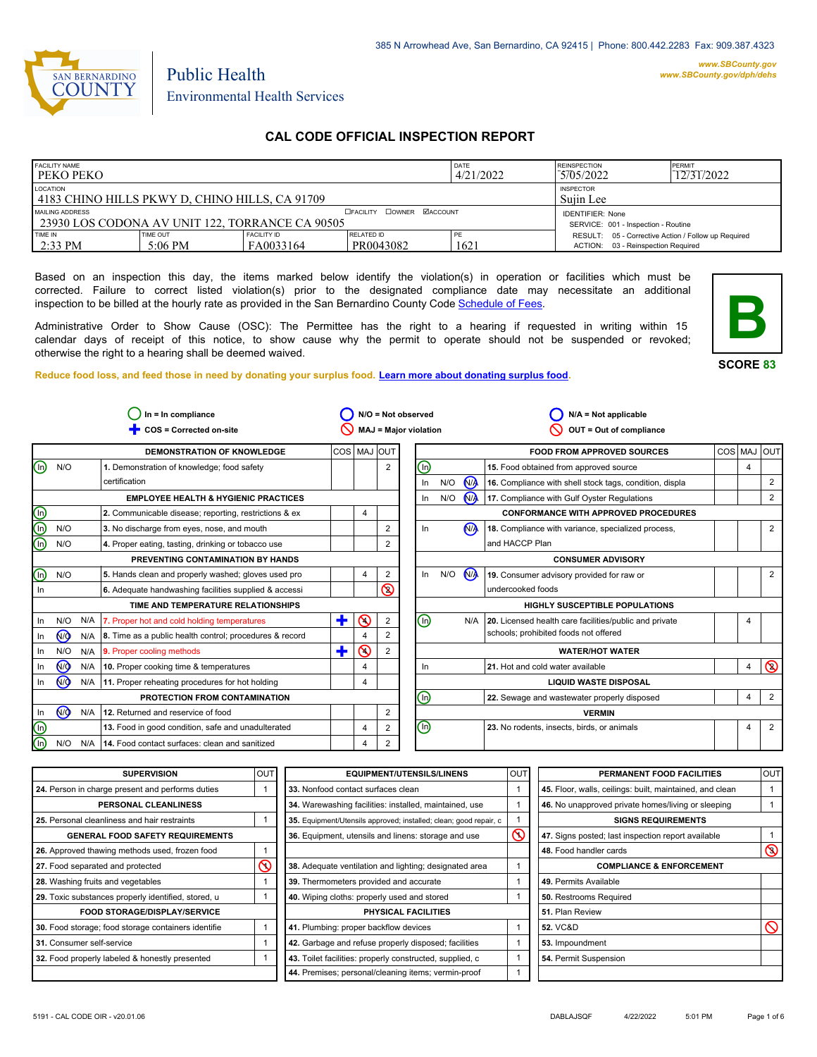385 N Arrowhead Ave, San Bernardino, CA 92415 | Phone: 800.442.2283 Fax: 909.387.4323

www.SBCounty.gov
www.SBCounty.gov/dph/dehs

SAN BERNARDINO COUNTY

Public Health
Environmental Health Services

# CAL CODE OFFICIAL INSPECTION REPORT

| FACILITY NAME | | | | DATE | REINSPECTION | PERMIT |
|---|---|---|---|---|---|---|
| PEKO PEKO | | | | 4/21/2022 | 5/05/2022 | 12/31/2022 |
| LOCATION | | | | | INSPECTOR | |
| 4183 CHINO HILLS PKWY D, CHINO HILLS, CA 91709 | | | | | Sujin Lee | |
| MAILING ADDRESS ☐FACILITY ☐OWNER ☑ACCOUNT | | | | | IDENTIFIER: None | |
| 23930 LOS CODONA AV UNIT 122, TORRANCE CA 90505 | | | | | SERVICE: 001 - Inspection - Routine | |
| TIME IN | TIME OUT | FACILITY ID | RELATED ID | PE | RESULT: 05 - Corrective Action / Follow up Required | |
| 2:33 PM | 5:06 PM | FA0033164 | PR0043082 | 1621 | ACTION: 03 - Reinspection Required | |

Based on an inspection this day, the items marked below identify the violation(s) in operation or facilities which must be corrected. Failure to correct listed violation(s) prior to the designated compliance date may necessitate an additional inspection to be billed at the hourly rate as provided in the San Bernardino County Code Schedule of Fees.

Administrative Order to Show Cause (OSC): The Permittee has the right to a hearing if requested in writing within 15 calendar days of receipt of this notice, to show cause why the permit to operate should not be suspended or revoked; otherwise the right to a hearing shall be deemed waived.

**B**

**SCORE 83**

**Reduce food loss, and feed those in need by donating your surplus food. Learn more about donating surplus food.**

In = In compliance | N/O = Not observed | N/A = Not applicable | COS = Corrected on-site | MAJ = Major violation | OUT = Out of compliance

| | | | DEMONSTRATION OF KNOWLEDGE | COS | MAJ | OUT |
|---|---|---|---|---|---|---|
| (In) | N/O | | 1. Demonstration of knowledge; food safety certification | | | 2 |
| | | | **EMPLOYEE HEALTH & HYGIENIC PRACTICES** | | | |
| (In) | | | 2. Communicable disease; reporting, restrictions & ex | | 4 | |
| (In) | N/O | | 3. No discharge from eyes, nose, and mouth | | | 2 |
| (In) | N/O | | 4. Proper eating, tasting, drinking or tobacco use | | | 2 |
| | | | **PREVENTING CONTAMINATION BY HANDS** | | | |
| (In) | N/O | | 5. Hands clean and properly washed; gloves used pro | | 4 | 2 |
| In | | | 6. Adequate handwashing facilities supplied & accessi | | | ⊘2 |
| | | | **TIME AND TEMPERATURE RELATIONSHIPS** | | | |
| In | N/O | N/A | 7. Proper hot and cold holding temperatures | + | ⊘4 | 2 |
| In | (N/O) | N/A | 8. Time as a public health control; procedures & record | | 4 | 2 |
| In | N/O | N/A | 9. Proper cooling methods | + | ⊘4 | 2 |
| In | (N/O) | N/A | 10. Proper cooking time & temperatures | | 4 | |
| In | (N/O) | N/A | 11. Proper reheating procedures for hot holding | | 4 | |
| | | | **PROTECTION FROM CONTAMINATION** | | | |
| In | (N/O) | N/A | 12. Returned and reservice of food | | | 2 |
| (In) | | | 13. Food in good condition, safe and unadulterated | | 4 | 2 |
| (In) | N/O | N/A | 14. Food contact surfaces: clean and sanitized | | 4 | 2 |

| | | | FOOD FROM APPROVED SOURCES | COS | MAJ | OUT |
|---|---|---|---|---|---|---|
| (In) | | | 15. Food obtained from approved source | | 4 | |
| In | N/O | (N/A) | 16. Compliance with shell stock tags, condition, displa | | | 2 |
| In | N/O | (N/A) | 17. Compliance with Gulf Oyster Regulations | | | 2 |
| | | | **CONFORMANCE WITH APPROVED PROCEDURES** | | | |
| In | | (N/A) | 18. Compliance with variance, specialized process, and HACCP Plan | | | 2 |
| | | | **CONSUMER ADVISORY** | | | |
| In | N/O | (N/A) | 19. Consumer advisory provided for raw or undercooked foods | | | 2 |
| | | | **HIGHLY SUSCEPTIBLE POPULATIONS** | | | |
| (In) | | N/A | 20. Licensed health care facilities/public and private schools; prohibited foods not offered | | 4 | |
| | | | **WATER/HOT WATER** | | | |
| In | | | 21. Hot and cold water available | | 4 | ⊘2 |
| | | | **LIQUID WASTE DISPOSAL** | | | |
| (In) | | | 22. Sewage and wastewater properly disposed | | 4 | 2 |
| | | | **VERMIN** | | | |
| (In) | | | 23. No rodents, insects, birds, or animals | | 4 | 2 |

| SUPERVISION | OUT |
|---|---|
| 24. Person in charge present and performs duties | 1 |
| **PERSONAL CLEANLINESS** | |
| 25. Personal cleanliness and hair restraints | 1 |
| **GENERAL FOOD SAFETY REQUIREMENTS** | |
| 26. Approved thawing methods used, frozen food | 1 |
| 27. Food separated and protected | ⊘ |
| 28. Washing fruits and vegetables | 1 |
| 29. Toxic substances properly identified, stored, u | 1 |
| **FOOD STORAGE/DISPLAY/SERVICE** | |
| 30. Food storage; food storage containers identifie | 1 |
| 31. Consumer self-service | 1 |
| 32. Food properly labeled & honestly presented | 1 |

| EQUIPMENT/UTENSILS/LINENS | OUT |
|---|---|
| 33. Nonfood contact surfaces clean | 1 |
| 34. Warewashing facilities: installed, maintained, use | 1 |
| 35. Equipment/Utensils approved; installed; clean; good repair, c | 1 |
| 36. Equipment, utensils and linens: storage and use | ⊘1 |
| 38. Adequate ventilation and lighting; designated area | 1 |
| 39. Thermometers provided and accurate | 1 |
| 40. Wiping cloths: properly used and stored | 1 |
| **PHYSICAL FACILITIES** | |
| 41. Plumbing: proper backflow devices | 1 |
| 42. Garbage and refuse properly disposed; facilities | 1 |
| 43. Toilet facilities: properly constructed, supplied, c | 1 |
| 44. Premises; personal/cleaning items; vermin-proof | 1 |

| PERMANENT FOOD FACILITIES | OUT |
|---|---|
| 45. Floor, walls, ceilings: built, maintained, and clean | 1 |
| 46. No unapproved private homes/living or sleeping | 1 |
| **SIGNS REQUIREMENTS** | |
| 47. Signs posted; last inspection report available | 1 |
| 48. Food handler cards | ⊘3 |
| **COMPLIANCE & ENFORCEMENT** | |
| 49. Permits Available | |
| 50. Restrooms Required | |
| 51. Plan Review | |
| 52. VC&D | ⊘ |
| 53. Impoundment | |
| 54. Permit Suspension | |

5191 - CAL CODE OIR - v20.01.06 DABLAJSQF 4/22/2022 5:01 PM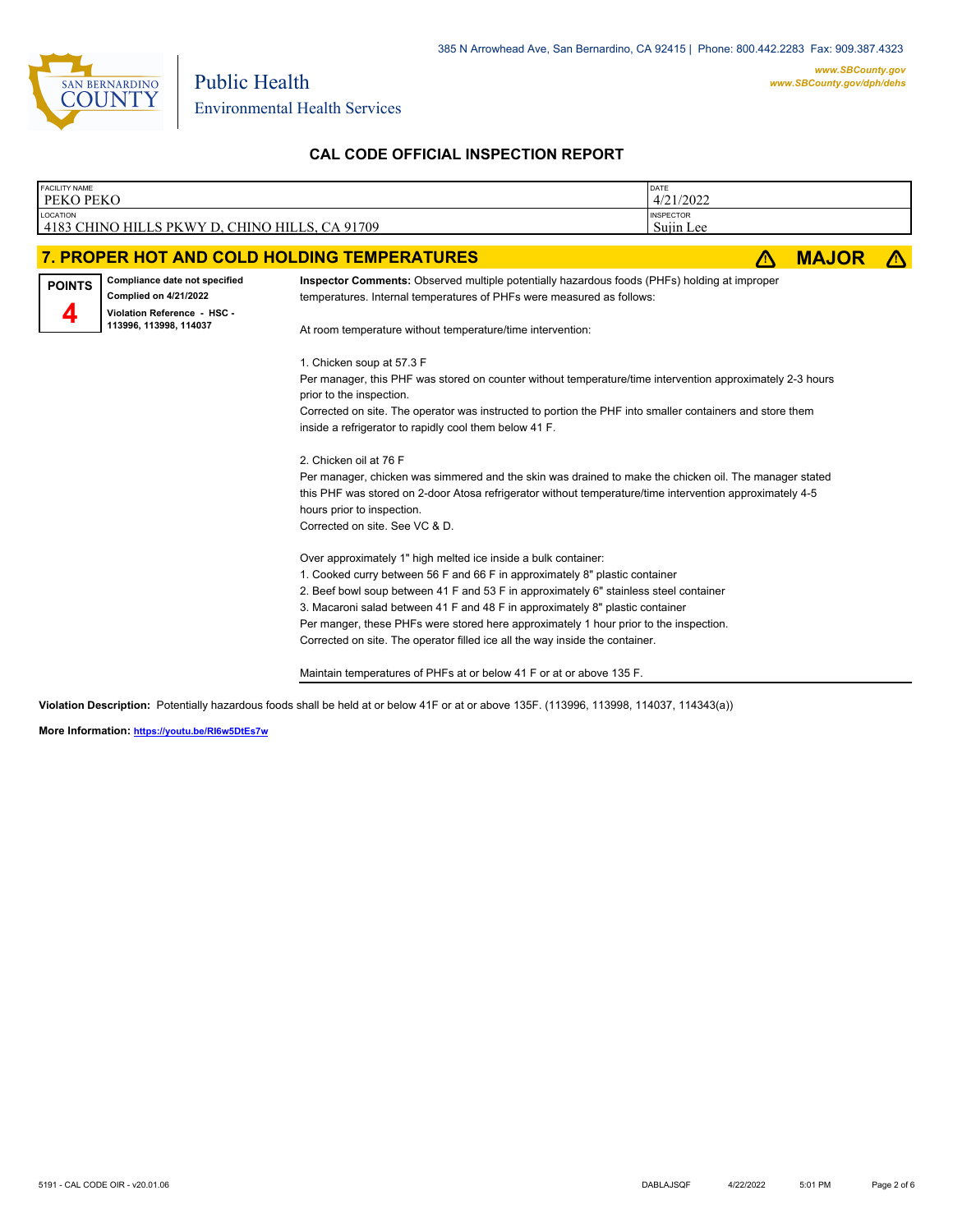Public Health
Environmental Health Services

385 N Arrowhead Ave, San Bernardino, CA 92415 | Phone: 800.442.2283 Fax: 909.387.4323

www.SBCounty.gov
www.SBCounty.gov/dph/dehs

## CAL CODE OFFICIAL INSPECTION REPORT

| FACILITY NAME | DATE |
|---|---|
| PEKO PEKO | 4/21/2022 |
| **LOCATION** | **INSPECTOR** |
| 4183 CHINO HILLS PKWY D, CHINO HILLS, CA 91709 | Sujin Lee |

## 7. PROPER HOT AND COLD HOLDING TEMPERATURES ⚠ MAJOR ⚠

**POINTS**
**4**

**Compliance date not specified**
**Complied on 4/21/2022**
**Violation Reference - HSC - 113996, 113998, 114037**

**Inspector Comments:** Observed multiple potentially hazardous foods (PHFs) holding at improper temperatures. Internal temperatures of PHFs were measured as follows:

At room temperature without temperature/time intervention:

1. Chicken soup at 57.3 F
Per manager, this PHF was stored on counter without temperature/time intervention approximately 2-3 hours prior to the inspection.
Corrected on site. The operator was instructed to portion the PHF into smaller containers and store them inside a refrigerator to rapidly cool them below 41 F.

2. Chicken oil at 76 F
Per manager, chicken was simmered and the skin was drained to make the chicken oil. The manager stated this PHF was stored on 2-door Atosa refrigerator without temperature/time intervention approximately 4-5 hours prior to inspection.
Corrected on site. See VC & D.

Over approximately 1" high melted ice inside a bulk container:
1. Cooked curry between 56 F and 66 F in approximately 8" plastic container
2. Beef bowl soup between 41 F and 53 F in approximately 6" stainless steel container
3. Macaroni salad between 41 F and 48 F in approximately 8" plastic container
Per manger, these PHFs were stored here approximately 1 hour prior to the inspection.
Corrected on site. The operator filled ice all the way inside the container.

Maintain temperatures of PHFs at or below 41 F or at or above 135 F.

**Violation Description:** Potentially hazardous foods shall be held at or below 41F or at or above 135F. (113996, 113998, 114037, 114343(a))

**More Information:** https://youtu.be/RI6w5DtEs7w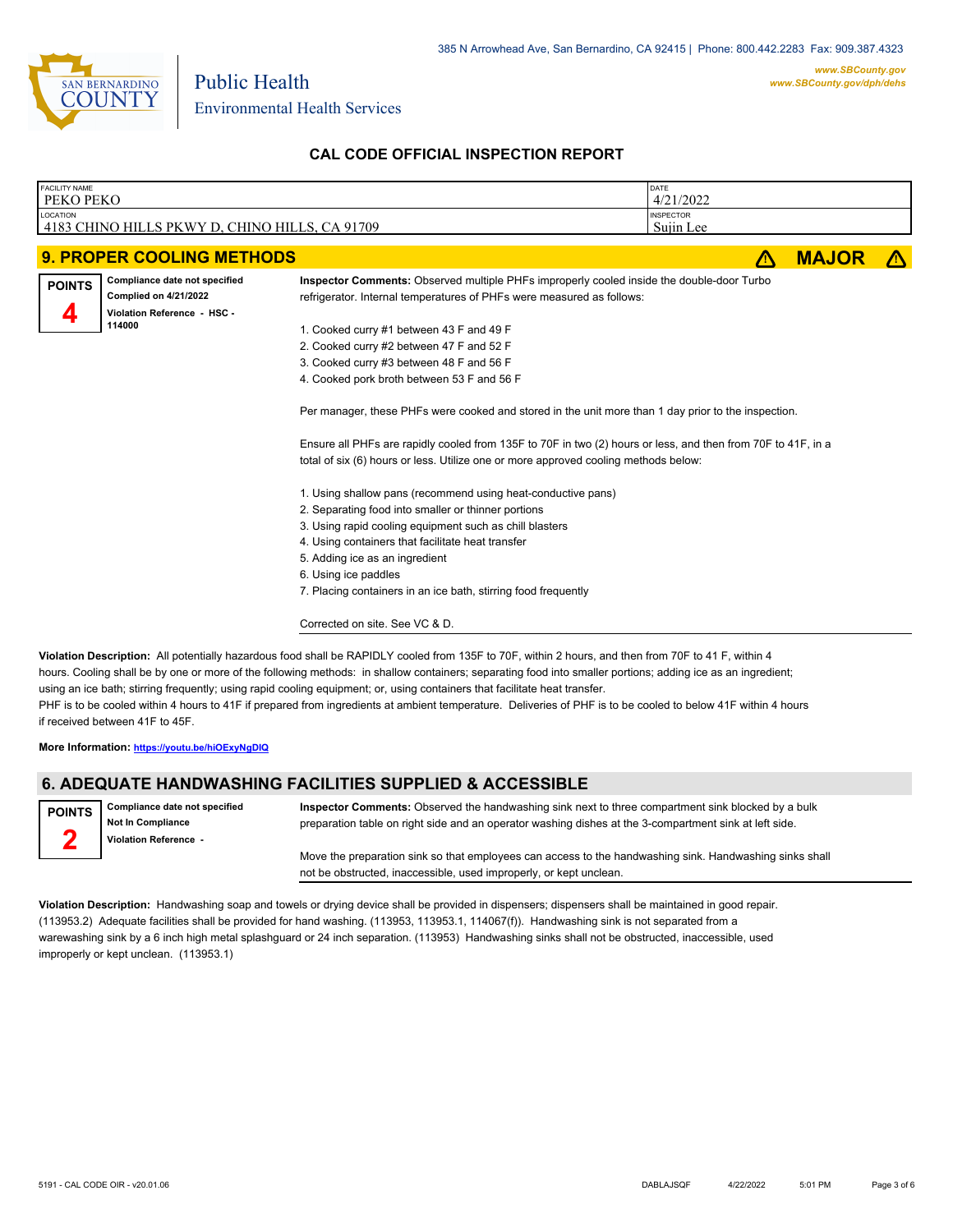# CAL CODE OFFICIAL INSPECTION REPORT

| FACILITY NAME | DATE |
| --- | --- |
| PEKO PEKO | 4/21/2022 |
| **LOCATION** | **INSPECTOR** |
| 4183 CHINO HILLS PKWY D, CHINO HILLS, CA 91709 | Sujin Lee |

## 9. PROPER COOLING METHODS — ⚠ MAJOR ⚠

**POINTS**
**4**

**Compliance date not specified**
**Complied on 4/21/2022**
**Violation Reference - HSC - 114000**

**Inspector Comments:** Observed multiple PHFs improperly cooled inside the double-door Turbo refrigerator. Internal temperatures of PHFs were measured as follows:

1. Cooked curry #1 between 43 F and 49 F
2. Cooked curry #2 between 47 F and 52 F
3. Cooked curry #3 between 48 F and 56 F
4. Cooked pork broth between 53 F and 56 F

Per manager, these PHFs were cooked and stored in the unit more than 1 day prior to the inspection.

Ensure all PHFs are rapidly cooled from 135F to 70F in two (2) hours or less, and then from 70F to 41F, in a total of six (6) hours or less. Utilize one or more approved cooling methods below:

1. Using shallow pans (recommend using heat-conductive pans)
2. Separating food into smaller or thinner portions
3. Using rapid cooling equipment such as chill blasters
4. Using containers that facilitate heat transfer
5. Adding ice as an ingredient
6. Using ice paddles
7. Placing containers in an ice bath, stirring food frequently

Corrected on site. See VC & D.

**Violation Description:** All potentially hazardous food shall be RAPIDLY cooled from 135F to 70F, within 2 hours, and then from 70F to 41 F, within 4 hours. Cooling shall be by one or more of the following methods: in shallow containers; separating food into smaller portions; adding ice as an ingredient; using an ice bath; stirring frequently; using rapid cooling equipment; or, using containers that facilitate heat transfer.
PHF is to be cooled within 4 hours to 41F if prepared from ingredients at ambient temperature. Deliveries of PHF is to be cooled to below 41F within 4 hours if received between 41F to 45F.

**More Information:** https://youtu.be/hiOExyNgDIQ

## 6. ADEQUATE HANDWASHING FACILITIES SUPPLIED & ACCESSIBLE

**POINTS**
**2**

**Compliance date not specified**
**Not In Compliance**
**Violation Reference -**

**Inspector Comments:** Observed the handwashing sink next to three compartment sink blocked by a bulk preparation table on right side and an operator washing dishes at the 3-compartment sink at left side.

Move the preparation sink so that employees can access to the handwashing sink. Handwashing sinks shall not be obstructed, inaccessible, used improperly, or kept unclean.

**Violation Description:** Handwashing soap and towels or drying device shall be provided in dispensers; dispensers shall be maintained in good repair. (113953.2) Adequate facilities shall be provided for hand washing. (113953, 113953.1, 114067(f)). Handwashing sink is not separated from a warewashing sink by a 6 inch high metal splashguard or 24 inch separation. (113953) Handwashing sinks shall not be obstructed, inaccessible, used improperly or kept unclean. (113953.1)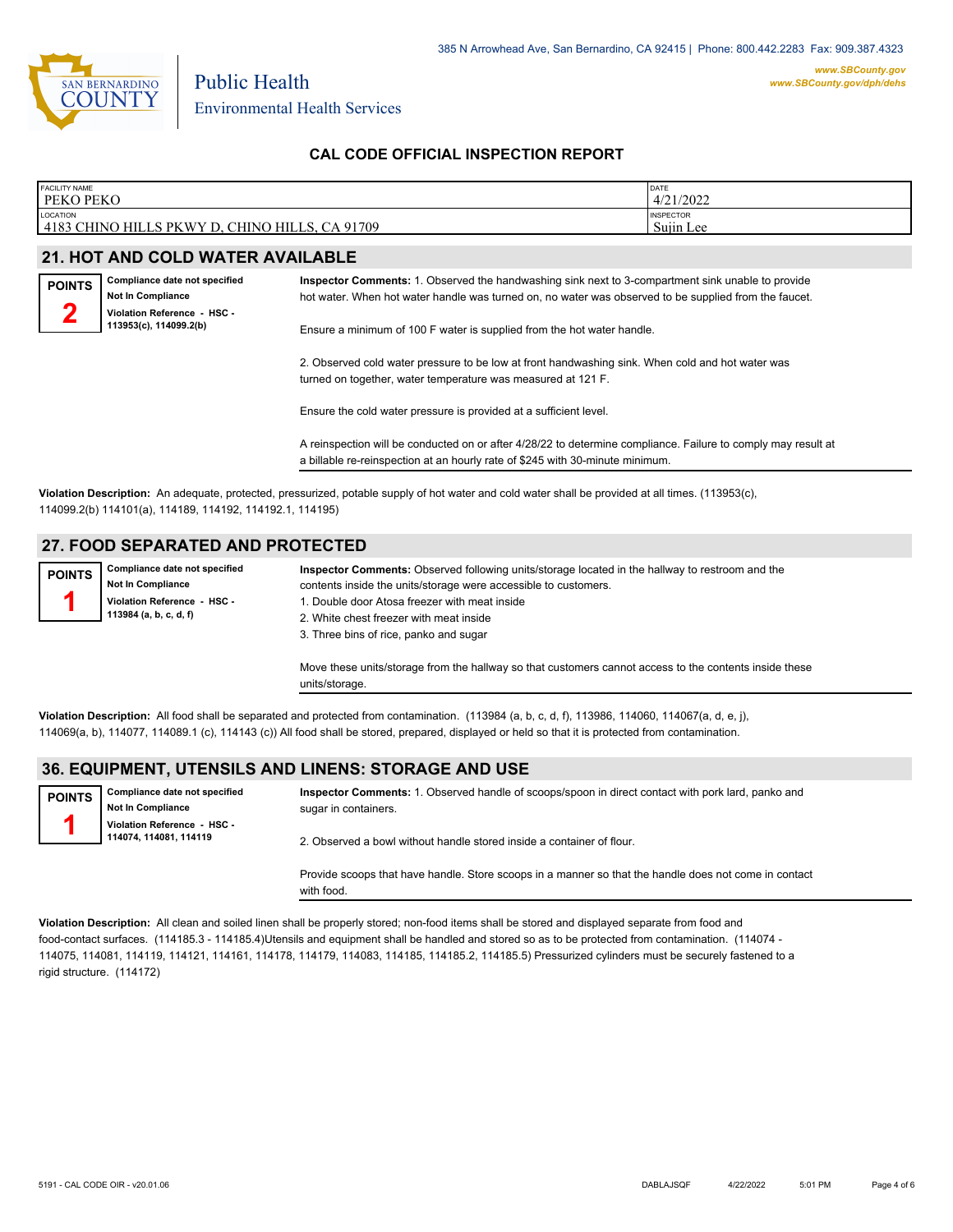385 N Arrowhead Ave, San Bernardino, CA 92415 | Phone: 800.442.2283 Fax: 909.387.4323

Public Health
Environmental Health Services

www.SBCounty.gov
www.SBCounty.gov/dph/dehs

## CAL CODE OFFICIAL INSPECTION REPORT

| FACILITY NAME | DATE |
|---|---|
| PEKO PEKO | 4/21/2022 |
| **LOCATION** | **INSPECTOR** |
| 4183 CHINO HILLS PKWY D, CHINO HILLS, CA 91709 | Sujin Lee |

## 21. HOT AND COLD WATER AVAILABLE

**POINTS 2**

**Compliance date not specified**
**Not In Compliance**
**Violation Reference - HSC - 113953(c), 114099.2(b)**

**Inspector Comments:** 1. Observed the handwashing sink next to 3-compartment sink unable to provide hot water. When hot water handle was turned on, no water was observed to be supplied from the faucet.

Ensure a minimum of 100 F water is supplied from the hot water handle.

2. Observed cold water pressure to be low at front handwashing sink. When cold and hot water was turned on together, water temperature was measured at 121 F.

Ensure the cold water pressure is provided at a sufficient level.

A reinspection will be conducted on or after 4/28/22 to determine compliance. Failure to comply may result at a billable re-reinspection at an hourly rate of $245 with 30-minute minimum.

**Violation Description:** An adequate, protected, pressurized, potable supply of hot water and cold water shall be provided at all times. (113953(c), 114099.2(b) 114101(a), 114189, 114192, 114192.1, 114195)

## 27. FOOD SEPARATED AND PROTECTED

**POINTS 1**

**Compliance date not specified**
**Not In Compliance**
**Violation Reference - HSC - 113984 (a, b, c, d, f)**

**Inspector Comments:** Observed following units/storage located in the hallway to restroom and the contents inside the units/storage were accessible to customers.
1. Double door Atosa freezer with meat inside
2. White chest freezer with meat inside
3. Three bins of rice, panko and sugar

Move these units/storage from the hallway so that customers cannot access to the contents inside these units/storage.

**Violation Description:** All food shall be separated and protected from contamination. (113984 (a, b, c, d, f), 113986, 114060, 114067(a, d, e, j), 114069(a, b), 114077, 114089.1 (c), 114143 (c)) All food shall be stored, prepared, displayed or held so that it is protected from contamination.

## 36. EQUIPMENT, UTENSILS AND LINENS: STORAGE AND USE

**POINTS 1**

**Compliance date not specified**
**Not In Compliance**
**Violation Reference - HSC - 114074, 114081, 114119**

**Inspector Comments:** 1. Observed handle of scoops/spoon in direct contact with pork lard, panko and sugar in containers.

2. Observed a bowl without handle stored inside a container of flour.

Provide scoops that have handle. Store scoops in a manner so that the handle does not come in contact with food.

**Violation Description:** All clean and soiled linen shall be properly stored; non-food items shall be stored and displayed separate from food and food-contact surfaces. (114185.3 - 114185.4)Utensils and equipment shall be handled and stored so as to be protected from contamination. (114074 - 114075, 114081, 114119, 114121, 114161, 114178, 114179, 114083, 114185, 114185.2, 114185.5) Pressurized cylinders must be securely fastened to a rigid structure. (114172)

5191 - CAL CODE OIR - v20.01.06 DABLAJSQF 4/22/2022 5:01 PM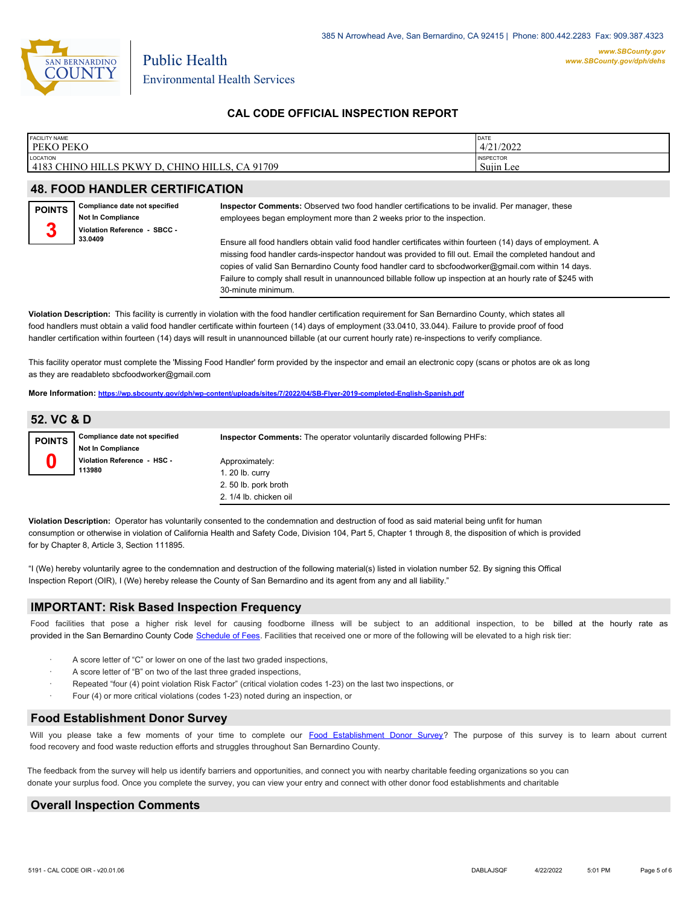# CAL CODE OFFICIAL INSPECTION REPORT

| FACILITY NAME | DATE |
|---|---|
| PEKO PEKO | 4/21/2022 |
| **LOCATION** | **INSPECTOR** |
| 4183 CHINO HILLS PKWY D, CHINO HILLS, CA 91709 | Sujin Lee |

## 48. FOOD HANDLER CERTIFICATION

**POINTS**
**3**

**Compliance date not specified**
**Not In Compliance**
**Violation Reference - SBCC - 33.0409**

**Inspector Comments:** Observed two food handler certifications to be invalid. Per manager, these employees began employment more than 2 weeks prior to the inspection.

Ensure all food handlers obtain valid food handler certificates within fourteen (14) days of employment. A missing food handler cards-inspector handout was provided to fill out. Email the completed handout and copies of valid San Bernardino County food handler card to sbcfoodworker@gmail.com within 14 days. Failure to comply shall result in unannounced billable follow up inspection at an hourly rate of $245 with 30-minute minimum.

**Violation Description:** This facility is currently in violation with the food handler certification requirement for San Bernardino County, which states all food handlers must obtain a valid food handler certificate within fourteen (14) days of employment (33.0410, 33.044). Failure to provide proof of food handler certification within fourteen (14) days will result in unannounced billable (at our current hourly rate) re-inspections to verify compliance.

This facility operator must complete the 'Missing Food Handler' form provided by the inspector and email an electronic copy (scans or photos are ok as long as they are readableto sbcfoodworker@gmail.com

**More Information:** https://wp.sbcounty.gov/dph/wp-content/uploads/sites/7/2022/04/SB-Flyer-2019-completed-English-Spanish.pdf

## 52. VC & D

**POINTS**
**0**

**Compliance date not specified**
**Not In Compliance**
**Violation Reference - HSC - 113980**

**Inspector Comments:** The operator voluntarily discarded following PHFs:

Approximately:
1. 20 lb. curry
2. 50 lb. pork broth
2. 1/4 lb. chicken oil

**Violation Description:** Operator has voluntarily consented to the condemnation and destruction of food as said material being unfit for human consumption or otherwise in violation of California Health and Safety Code, Division 104, Part 5, Chapter 1 through 8, the disposition of which is provided for by Chapter 8, Article 3, Section 111895.

"I (We) hereby voluntarily agree to the condemnation and destruction of the following material(s) listed in violation number 52. By signing this Offical Inspection Report (OIR), I (We) hereby release the County of San Bernardino and its agent from any and all liability."

## IMPORTANT: Risk Based Inspection Frequency

Food facilities that pose a higher risk level for causing foodborne illness will be subject to an additional inspection, to be billed at the hourly rate as provided in the San Bernardino County Code Schedule of Fees. Facilities that received one or more of the following will be elevated to a high risk tier:

- A score letter of "C" or lower on one of the last two graded inspections,
- A score letter of "B" on two of the last three graded inspections,
- Repeated "four (4) point violation Risk Factor" (critical violation codes 1-23) on the last two inspections, or
- Four (4) or more critical violations (codes 1-23) noted during an inspection, or

## Food Establishment Donor Survey

Will you please take a few moments of your time to complete our Food Establishment Donor Survey? The purpose of this survey is to learn about current food recovery and food waste reduction efforts and struggles throughout San Bernardino County.

The feedback from the survey will help us identify barriers and opportunities, and connect you with nearby charitable feeding organizations so you can donate your surplus food. Once you complete the survey, you can view your entry and connect with other donor food establishments and charitable

## Overall Inspection Comments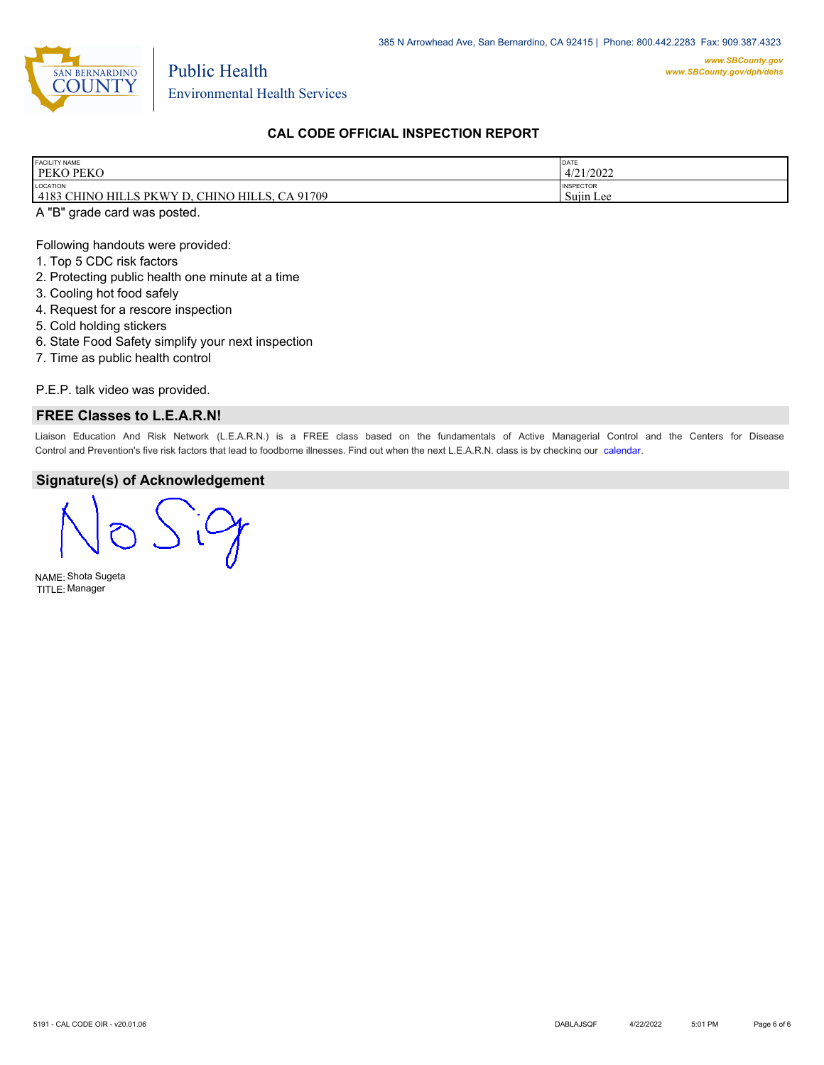385 N Arrowhead Ave, San Bernardino, CA 92415 | Phone: 800.442.2283 Fax: 909.387.4323

www.SBCounty.gov
www.SBCounty.gov/dph/dehs

SAN BERNARDINO COUNTY

Public Health
Environmental Health Services

## CAL CODE OFFICIAL INSPECTION REPORT

| | |
|---|---|
| FACILITY NAME<br>PEKO PEKO | DATE<br>4/21/2022 |
| LOCATION<br>4183 CHINO HILLS PKWY D, CHINO HILLS, CA 91709 | INSPECTOR<br>Sujin Lee |

A "B" grade card was posted.

Following handouts were provided:
1. Top 5 CDC risk factors
2. Protecting public health one minute at a time
3. Cooling hot food safely
4. Request for a rescore inspection
5. Cold holding stickers
6. State Food Safety simplify your next inspection
7. Time as public health control

P.E.P. talk video was provided.

## FREE Classes to L.E.A.R.N!

Liaison Education And Risk Network (L.E.A.R.N.) is a FREE class based on the fundamentals of Active Managerial Control and the Centers for Disease Control and Prevention's five risk factors that lead to foodborne illnesses. Find out when the next L.E.A.R.N. class is by checking our calendar.

## Signature(s) of Acknowledgement

No Sig

NAME: Shota Sugeta
TITLE: Manager